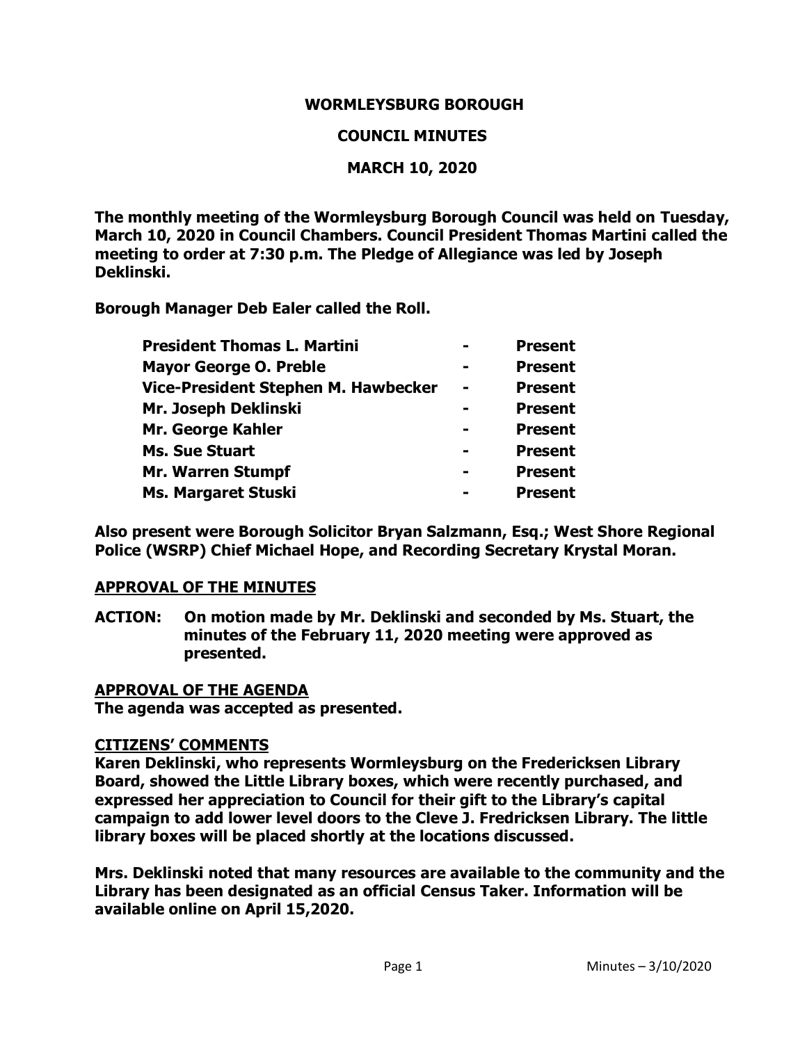# WORMLEYSBURG BOROUGH

## COUNCIL MINUTES

## MARCH 10, 2020

**The monthly meeting of the Wormleysburg Borough Council was held on Tuesday, March 10, 2020 in Council Chambers. Council President Thomas Martini called the meeting to order at 7:30 p.m. The Pledge of Allegiance was led by Joseph Deklinski.**

**Borough Manager Deb Ealer called the Roll.**

| | | |
|---|---|---|
| **President Thomas L. Martini** | **-** | **Present** |
| **Mayor George O. Preble** | **-** | **Present** |
| **Vice-President Stephen M. Hawbecker** | **-** | **Present** |
| **Mr. Joseph Deklinski** | **-** | **Present** |
| **Mr. George Kahler** | **-** | **Present** |
| **Ms. Sue Stuart** | **-** | **Present** |
| **Mr. Warren Stumpf** | **-** | **Present** |
| **Ms. Margaret Stuski** | **-** | **Present** |

**Also present were Borough Solicitor Bryan Salzmann, Esq.; West Shore Regional Police (WSRP) Chief Michael Hope, and Recording Secretary Krystal Moran.**

**APPROVAL OF THE MINUTES**

**ACTION: On motion made by Mr. Deklinski and seconded by Ms. Stuart, the minutes of the February 11, 2020 meeting were approved as presented.**

**APPROVAL OF THE AGENDA**

**The agenda was accepted as presented.**

**CITIZENS' COMMENTS**

**Karen Deklinski, who represents Wormleysburg on the Fredericksen Library Board, showed the Little Library boxes, which were recently purchased, and expressed her appreciation to Council for their gift to the Library's capital campaign to add lower level doors to the Cleve J. Fredricksen Library. The little library boxes will be placed shortly at the locations discussed.**

**Mrs. Deklinski noted that many resources are available to the community and the Library has been designated as an official Census Taker. Information will be available online on April 15,2020.**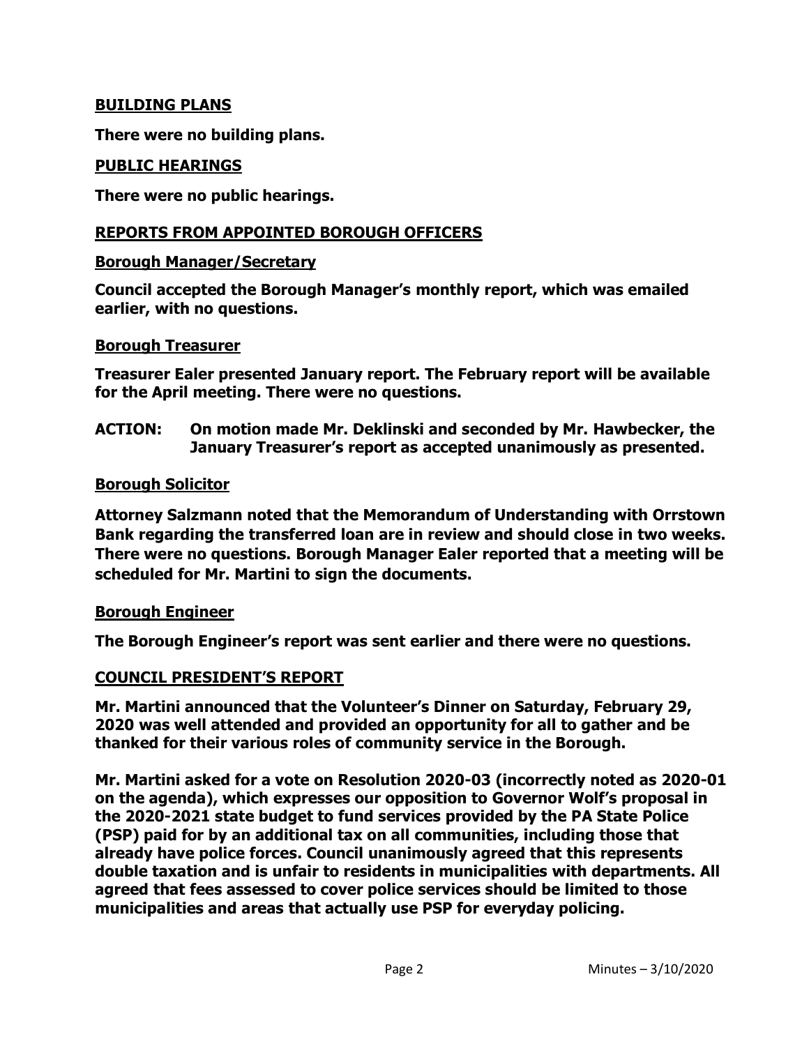## BUILDING PLANS

**There were no building plans.**

## PUBLIC HEARINGS

**There were no public hearings.**

## REPORTS FROM APPOINTED BOROUGH OFFICERS

### Borough Manager/Secretary

**Council accepted the Borough Manager's monthly report, which was emailed earlier, with no questions.**

### Borough Treasurer

**Treasurer Ealer presented January report. The February report will be available for the April meeting. There were no questions.**

**ACTION: On motion made Mr. Deklinski and seconded by Mr. Hawbecker, the January Treasurer's report as accepted unanimously as presented.**

### Borough Solicitor

**Attorney Salzmann noted that the Memorandum of Understanding with Orrstown Bank regarding the transferred loan are in review and should close in two weeks. There were no questions. Borough Manager Ealer reported that a meeting will be scheduled for Mr. Martini to sign the documents.**

### Borough Engineer

**The Borough Engineer's report was sent earlier and there were no questions.**

## COUNCIL PRESIDENT'S REPORT

**Mr. Martini announced that the Volunteer's Dinner on Saturday, February 29, 2020 was well attended and provided an opportunity for all to gather and be thanked for their various roles of community service in the Borough.**

**Mr. Martini asked for a vote on Resolution 2020-03 (incorrectly noted as 2020-01 on the agenda), which expresses our opposition to Governor Wolf's proposal in the 2020-2021 state budget to fund services provided by the PA State Police (PSP) paid for by an additional tax on all communities, including those that already have police forces. Council unanimously agreed that this represents double taxation and is unfair to residents in municipalities with departments. All agreed that fees assessed to cover police services should be limited to those municipalities and areas that actually use PSP for everyday policing.**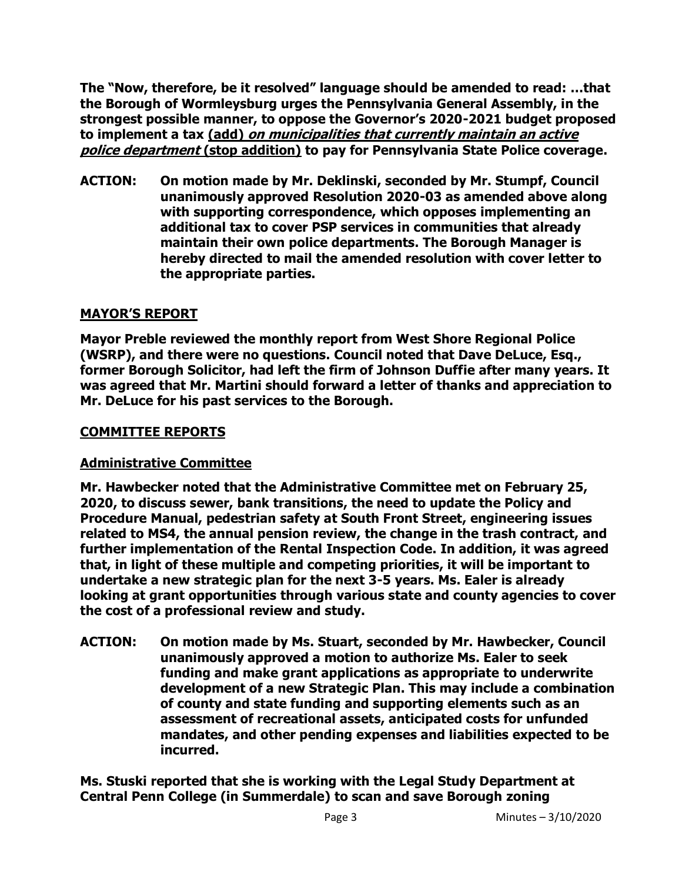**The "Now, therefore, be it resolved" language should be amended to read: …that the Borough of Wormleysburg urges the Pennsylvania General Assembly, in the strongest possible manner, to oppose the Governor's 2020-2021 budget proposed to implement a tax <u>(add)</u> <u>*on municipalities that currently maintain an active police department*</u> <u>(stop addition)</u> to pay for Pennsylvania State Police coverage.**

**ACTION: On motion made by Mr. Deklinski, seconded by Mr. Stumpf, Council unanimously approved Resolution 2020-03 as amended above along with supporting correspondence, which opposes implementing an additional tax to cover PSP services in communities that already maintain their own police departments. The Borough Manager is hereby directed to mail the amended resolution with cover letter to the appropriate parties.**

## MAYOR'S REPORT

**Mayor Preble reviewed the monthly report from West Shore Regional Police (WSRP), and there were no questions. Council noted that Dave DeLuce, Esq., former Borough Solicitor, had left the firm of Johnson Duffie after many years. It was agreed that Mr. Martini should forward a letter of thanks and appreciation to Mr. DeLuce for his past services to the Borough.**

## COMMITTEE REPORTS

### Administrative Committee

**Mr. Hawbecker noted that the Administrative Committee met on February 25, 2020, to discuss sewer, bank transitions, the need to update the Policy and Procedure Manual, pedestrian safety at South Front Street, engineering issues related to MS4, the annual pension review, the change in the trash contract, and further implementation of the Rental Inspection Code. In addition, it was agreed that, in light of these multiple and competing priorities, it will be important to undertake a new strategic plan for the next 3-5 years. Ms. Ealer is already looking at grant opportunities through various state and county agencies to cover the cost of a professional review and study.**

**ACTION: On motion made by Ms. Stuart, seconded by Mr. Hawbecker, Council unanimously approved a motion to authorize Ms. Ealer to seek funding and make grant applications as appropriate to underwrite development of a new Strategic Plan. This may include a combination of county and state funding and supporting elements such as an assessment of recreational assets, anticipated costs for unfunded mandates, and other pending expenses and liabilities expected to be incurred.**

**Ms. Stuski reported that she is working with the Legal Study Department at Central Penn College (in Summerdale) to scan and save Borough zoning**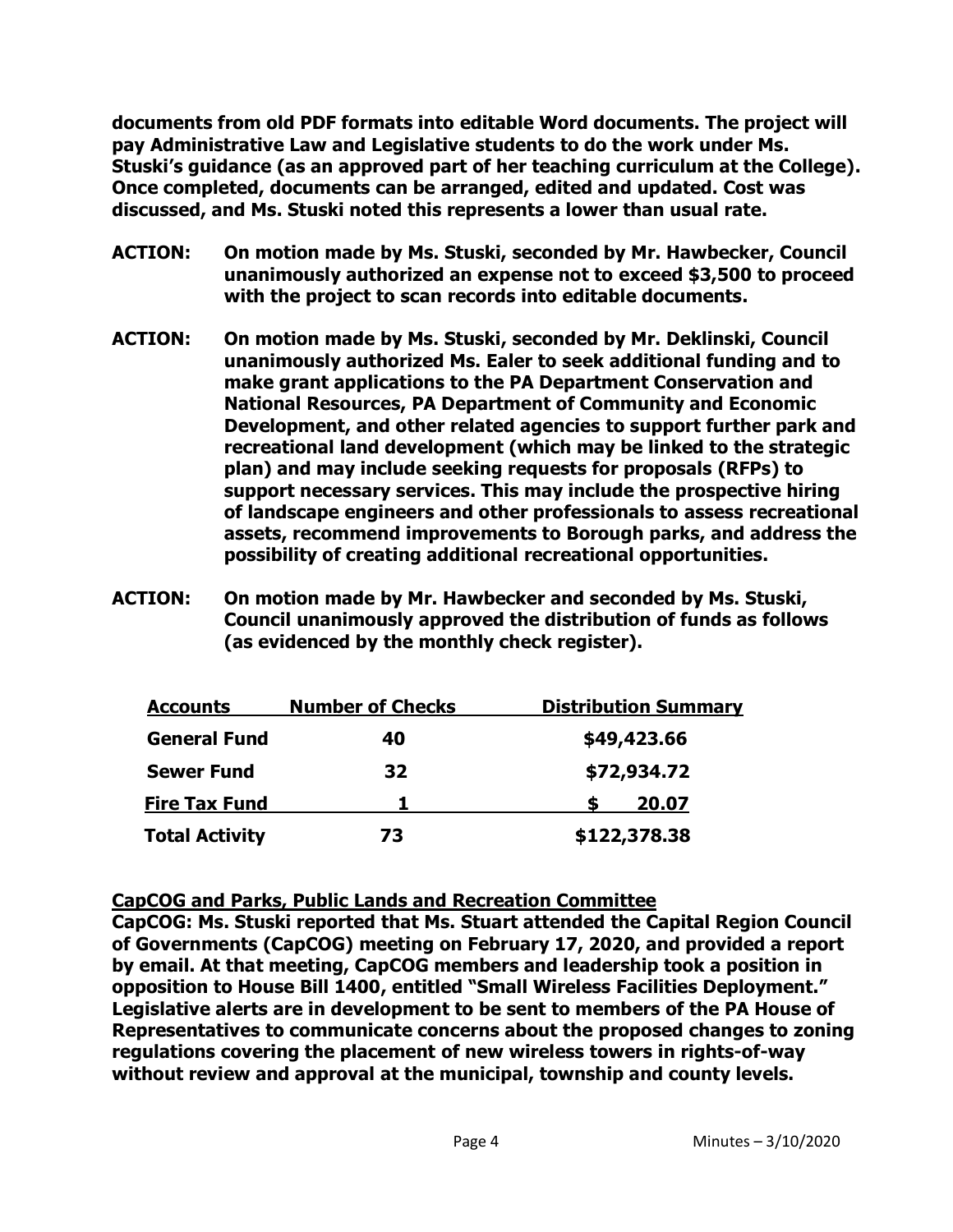**documents from old PDF formats into editable Word documents. The project will pay Administrative Law and Legislative students to do the work under Ms. Stuski's guidance (as an approved part of her teaching curriculum at the College). Once completed, documents can be arranged, edited and updated. Cost was discussed, and Ms. Stuski noted this represents a lower than usual rate.**

**ACTION: On motion made by Ms. Stuski, seconded by Mr. Hawbecker, Council unanimously authorized an expense not to exceed $3,500 to proceed with the project to scan records into editable documents.**

**ACTION: On motion made by Ms. Stuski, seconded by Mr. Deklinski, Council unanimously authorized Ms. Ealer to seek additional funding and to make grant applications to the PA Department Conservation and National Resources, PA Department of Community and Economic Development, and other related agencies to support further park and recreational land development (which may be linked to the strategic plan) and may include seeking requests for proposals (RFPs) to support necessary services. This may include the prospective hiring of landscape engineers and other professionals to assess recreational assets, recommend improvements to Borough parks, and address the possibility of creating additional recreational opportunities.**

**ACTION: On motion made by Mr. Hawbecker and seconded by Ms. Stuski, Council unanimously approved the distribution of funds as follows (as evidenced by the monthly check register).**

| Accounts | Number of Checks | Distribution Summary |
|---|---|---|
| General Fund | 40 | $49,423.66 |
| Sewer Fund | 32 | $72,934.72 |
| Fire Tax Fund | 1 | $ 20.07 |
| Total Activity | 73 | $122,378.38 |

**CapCOG and Parks, Public Lands and Recreation Committee**

**CapCOG: Ms. Stuski reported that Ms. Stuart attended the Capital Region Council of Governments (CapCOG) meeting on February 17, 2020, and provided a report by email. At that meeting, CapCOG members and leadership took a position in opposition to House Bill 1400, entitled "Small Wireless Facilities Deployment." Legislative alerts are in development to be sent to members of the PA House of Representatives to communicate concerns about the proposed changes to zoning regulations covering the placement of new wireless towers in rights-of-way without review and approval at the municipal, township and county levels.**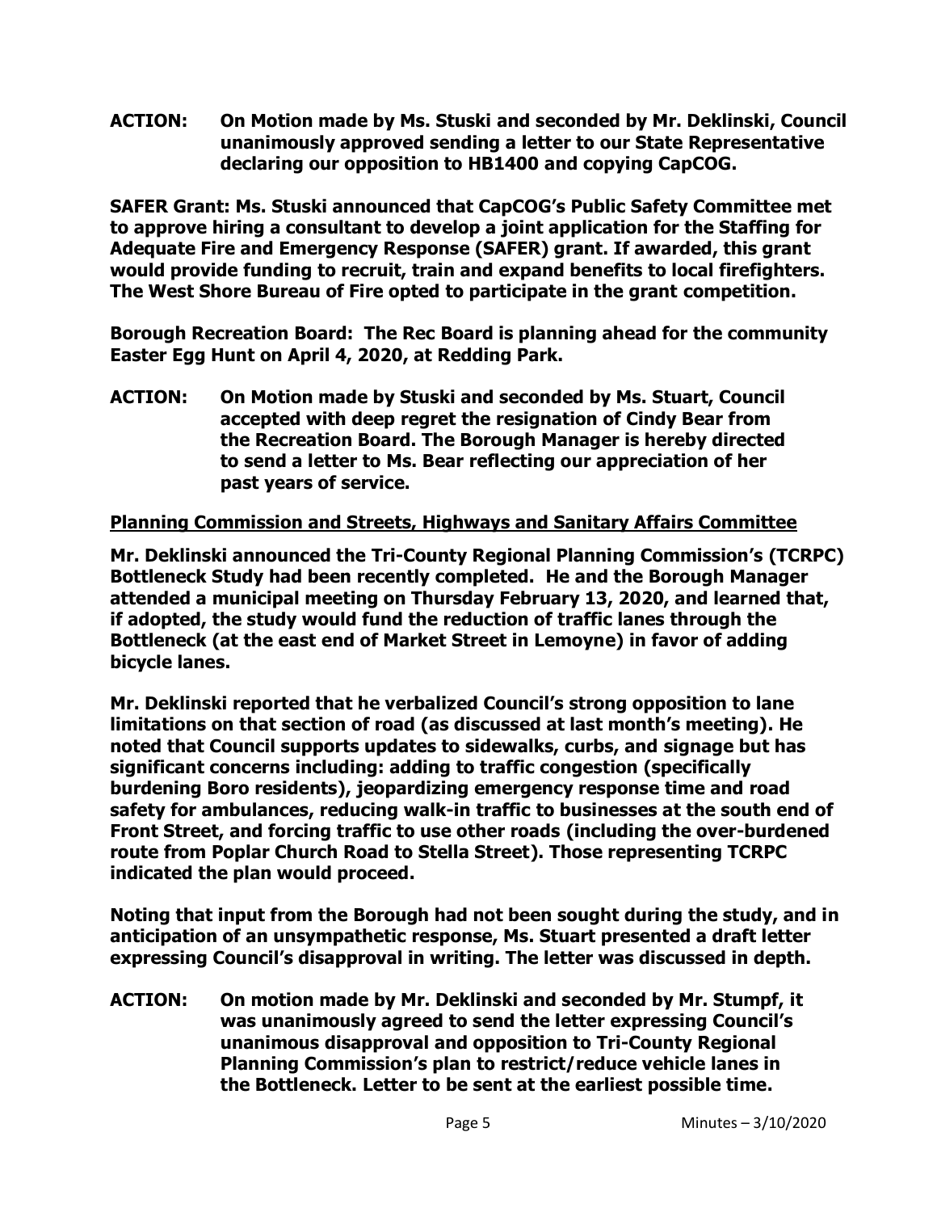**ACTION: On Motion made by Ms. Stuski and seconded by Mr. Deklinski, Council unanimously approved sending a letter to our State Representative declaring our opposition to HB1400 and copying CapCOG.**

**SAFER Grant: Ms. Stuski announced that CapCOG's Public Safety Committee met to approve hiring a consultant to develop a joint application for the Staffing for Adequate Fire and Emergency Response (SAFER) grant. If awarded, this grant would provide funding to recruit, train and expand benefits to local firefighters. The West Shore Bureau of Fire opted to participate in the grant competition.**

**Borough Recreation Board: The Rec Board is planning ahead for the community Easter Egg Hunt on April 4, 2020, at Redding Park.**

**ACTION: On Motion made by Stuski and seconded by Ms. Stuart, Council accepted with deep regret the resignation of Cindy Bear from the Recreation Board. The Borough Manager is hereby directed to send a letter to Ms. Bear reflecting our appreciation of her past years of service.**

**<u>Planning Commission and Streets, Highways and Sanitary Affairs Committee</u>**

**Mr. Deklinski announced the Tri-County Regional Planning Commission's (TCRPC) Bottleneck Study had been recently completed. He and the Borough Manager attended a municipal meeting on Thursday February 13, 2020, and learned that, if adopted, the study would fund the reduction of traffic lanes through the Bottleneck (at the east end of Market Street in Lemoyne) in favor of adding bicycle lanes.**

**Mr. Deklinski reported that he verbalized Council's strong opposition to lane limitations on that section of road (as discussed at last month's meeting). He noted that Council supports updates to sidewalks, curbs, and signage but has significant concerns including: adding to traffic congestion (specifically burdening Boro residents), jeopardizing emergency response time and road safety for ambulances, reducing walk-in traffic to businesses at the south end of Front Street, and forcing traffic to use other roads (including the over-burdened route from Poplar Church Road to Stella Street). Those representing TCRPC indicated the plan would proceed.**

**Noting that input from the Borough had not been sought during the study, and in anticipation of an unsympathetic response, Ms. Stuart presented a draft letter expressing Council's disapproval in writing. The letter was discussed in depth.**

**ACTION: On motion made by Mr. Deklinski and seconded by Mr. Stumpf, it was unanimously agreed to send the letter expressing Council's unanimous disapproval and opposition to Tri-County Regional Planning Commission's plan to restrict/reduce vehicle lanes in the Bottleneck. Letter to be sent at the earliest possible time.**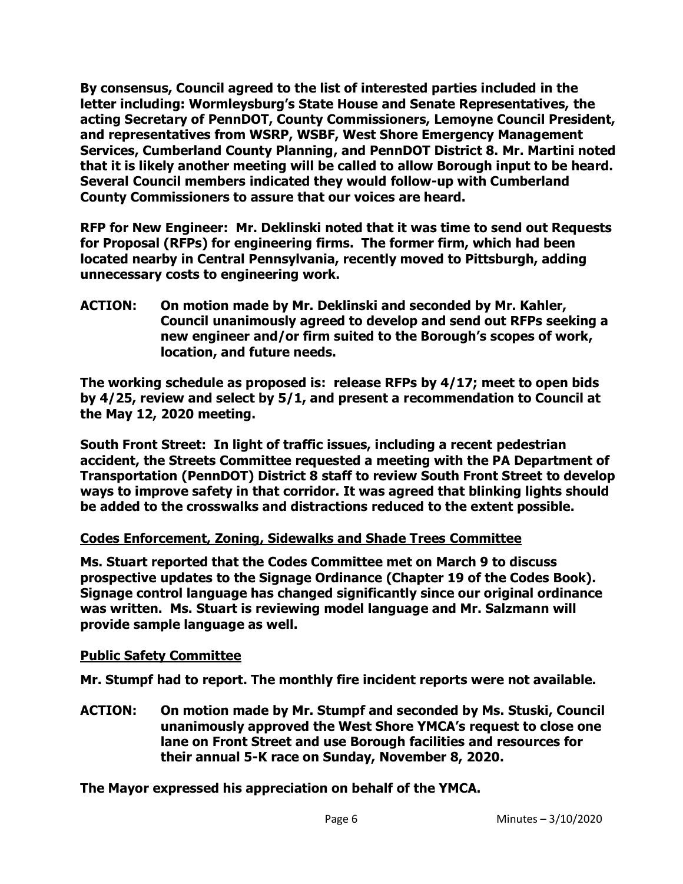**By consensus, Council agreed to the list of interested parties included in the letter including: Wormleysburg's State House and Senate Representatives, the acting Secretary of PennDOT, County Commissioners, Lemoyne Council President, and representatives from WSRP, WSBF, West Shore Emergency Management Services, Cumberland County Planning, and PennDOT District 8. Mr. Martini noted that it is likely another meeting will be called to allow Borough input to be heard. Several Council members indicated they would follow-up with Cumberland County Commissioners to assure that our voices are heard.**

**RFP for New Engineer: Mr. Deklinski noted that it was time to send out Requests for Proposal (RFPs) for engineering firms. The former firm, which had been located nearby in Central Pennsylvania, recently moved to Pittsburgh, adding unnecessary costs to engineering work.**

**ACTION: On motion made by Mr. Deklinski and seconded by Mr. Kahler, Council unanimously agreed to develop and send out RFPs seeking a new engineer and/or firm suited to the Borough's scopes of work, location, and future needs.**

**The working schedule as proposed is: release RFPs by 4/17; meet to open bids by 4/25, review and select by 5/1, and present a recommendation to Council at the May 12, 2020 meeting.**

**South Front Street: In light of traffic issues, including a recent pedestrian accident, the Streets Committee requested a meeting with the PA Department of Transportation (PennDOT) District 8 staff to review South Front Street to develop ways to improve safety in that corridor. It was agreed that blinking lights should be added to the crosswalks and distractions reduced to the extent possible.**

## Codes Enforcement, Zoning, Sidewalks and Shade Trees Committee

**Ms. Stuart reported that the Codes Committee met on March 9 to discuss prospective updates to the Signage Ordinance (Chapter 19 of the Codes Book). Signage control language has changed significantly since our original ordinance was written. Ms. Stuart is reviewing model language and Mr. Salzmann will provide sample language as well.**

## Public Safety Committee

**Mr. Stumpf had to report. The monthly fire incident reports were not available.**

**ACTION: On motion made by Mr. Stumpf and seconded by Ms. Stuski, Council unanimously approved the West Shore YMCA's request to close one lane on Front Street and use Borough facilities and resources for their annual 5-K race on Sunday, November 8, 2020.**

**The Mayor expressed his appreciation on behalf of the YMCA.**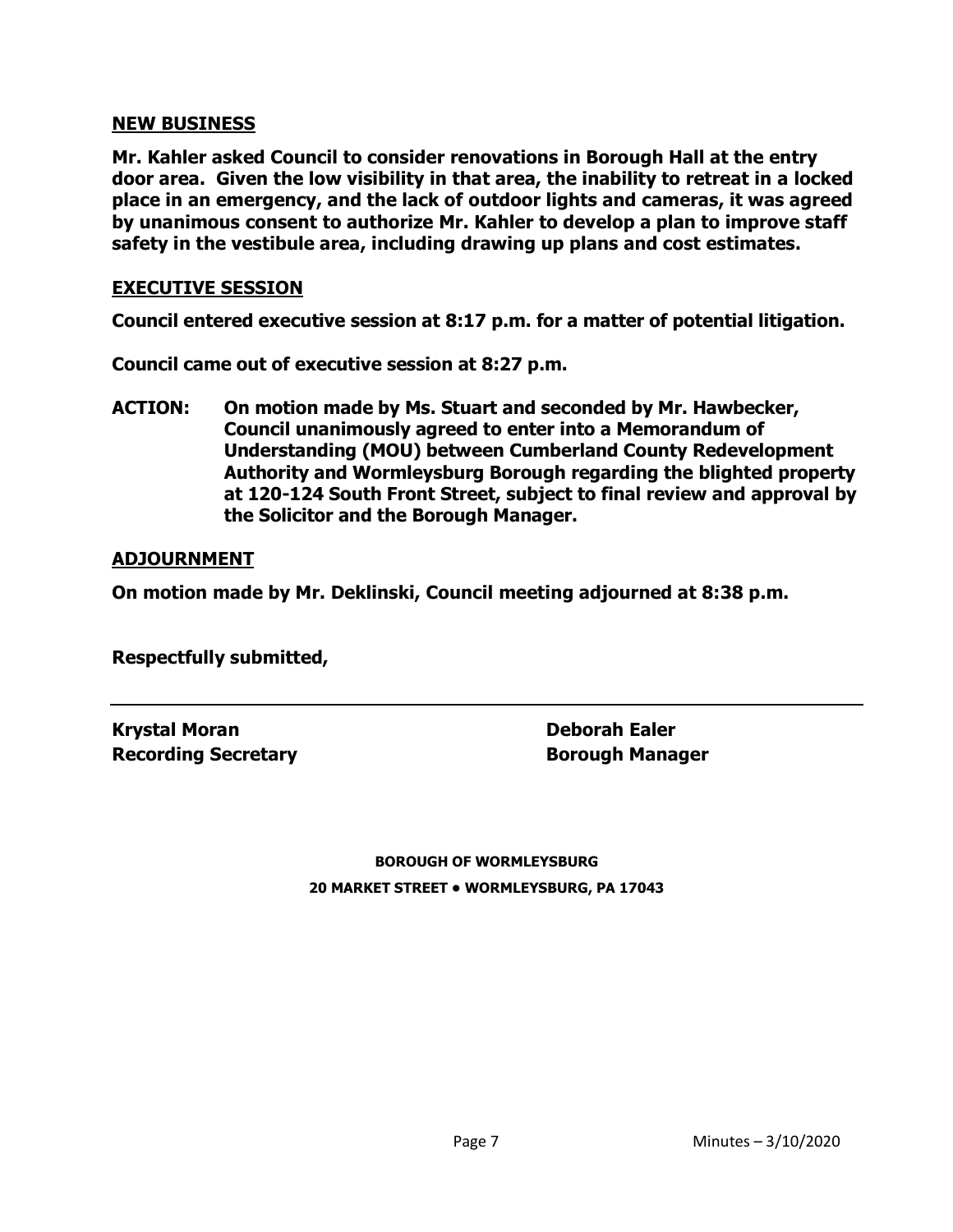## NEW BUSINESS

**Mr. Kahler asked Council to consider renovations in Borough Hall at the entry door area. Given the low visibility in that area, the inability to retreat in a locked place in an emergency, and the lack of outdoor lights and cameras, it was agreed by unanimous consent to authorize Mr. Kahler to develop a plan to improve staff safety in the vestibule area, including drawing up plans and cost estimates.**

## EXECUTIVE SESSION

**Council entered executive session at 8:17 p.m. for a matter of potential litigation.**

**Council came out of executive session at 8:27 p.m.**

**ACTION: On motion made by Ms. Stuart and seconded by Mr. Hawbecker, Council unanimously agreed to enter into a Memorandum of Understanding (MOU) between Cumberland County Redevelopment Authority and Wormleysburg Borough regarding the blighted property at 120-124 South Front Street, subject to final review and approval by the Solicitor and the Borough Manager.**

## ADJOURNMENT

**On motion made by Mr. Deklinski, Council meeting adjourned at 8:38 p.m.**

**Respectfully submitted,**

---

**Krystal Moran**
**Recording Secretary**

**Deborah Ealer**
**Borough Manager**

**BOROUGH OF WORMLEYSBURG**
**20 MARKET STREET • WORMLEYSBURG, PA 17043**